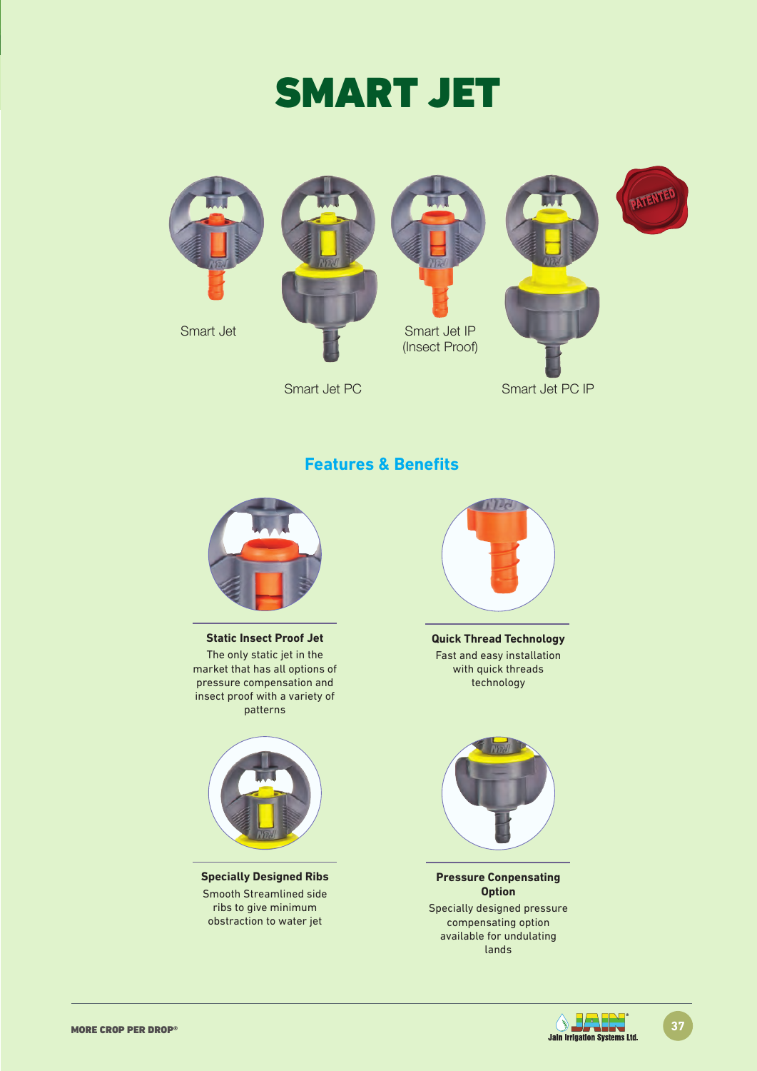# SMART JET

Smart Jet

Smart Jet PC

Smart Jet IP (Insect Proof)

Smart Jet PC IP

PATENTED

## Features & Benefits

**Static Insect Proof Jet**

The only static jet in the market that has all options of pressure compensation and insect proof with a variety of patterns

**Quick Thread Technology**

Fast and easy installation with quick threads technology

**Specially Designed Ribs**

Smooth Streamlined side ribs to give minimum obstraction to water jet

**Pressure Conpensating Option**

Specially designed pressure compensating option available for undulating lands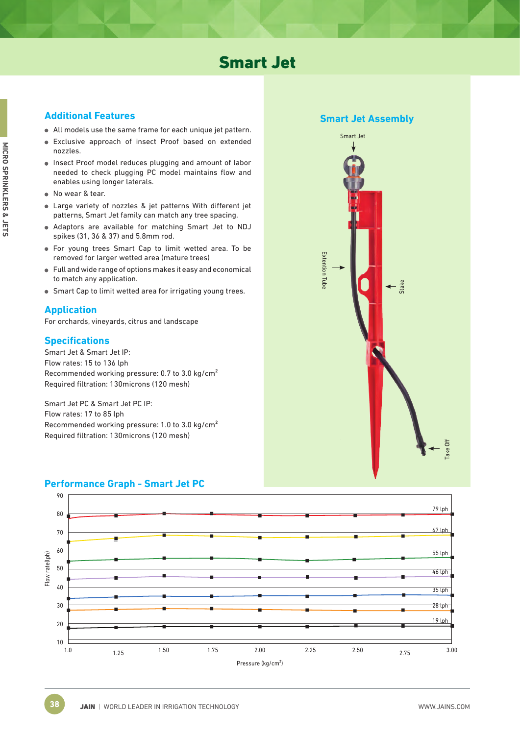# Smart Jet

## Additional Features

- All models use the same frame for each unique jet pattern.
- Exclusive approach of insect Proof based on extended nozzles.
- Insect Proof model reduces plugging and amount of labor needed to check plugging PC model maintains flow and enables using longer laterals.
- No wear & tear.
- Large variety of nozzles & jet patterns With different jet patterns, Smart Jet family can match any tree spacing.
- Adaptors are available for matching Smart Jet to NDJ spikes (31, 36 & 37) and 5.8mm rod.
- For young trees Smart Cap to limit wetted area. To be removed for larger wetted area (mature trees)
- Full and wide range of options makes it easy and economical to match any application.
- Smart Cap to limit wetted area for irrigating young trees.

## Application

For orchards, vineyards, citrus and landscape

## Specifications

Smart Jet & Smart Jet IP:
Flow rates: 15 to 136 lph
Recommended working pressure: 0.7 to 3.0 kg/cm$^2$
Required filtration: 130microns (120 mesh)

Smart Jet PC & Smart Jet PC IP:
Flow rates: 17 to 85 lph
Recommended working pressure: 1.0 to 3.0 kg/cm$^2$
Required filtration: 130microns (120 mesh)

## Smart Jet Assembly

Smart Jet

Extention Tube

Stake

Take Off

## Performance Graph - Smart Jet PC

Flow rate(lph) vs Pressure (kg/cm$^2$)

Curves: 79 lph, 67 lph, 55 lph, 46 lph, 35 lph, 28 lph, 19 lph

Pressure axis: 1.0, 1.25, 1.50, 1.75, 2.00, 2.25, 2.50, 2.75, 3.00

Flow rate axis: 10, 20, 30, 40, 50, 60, 70, 80, 90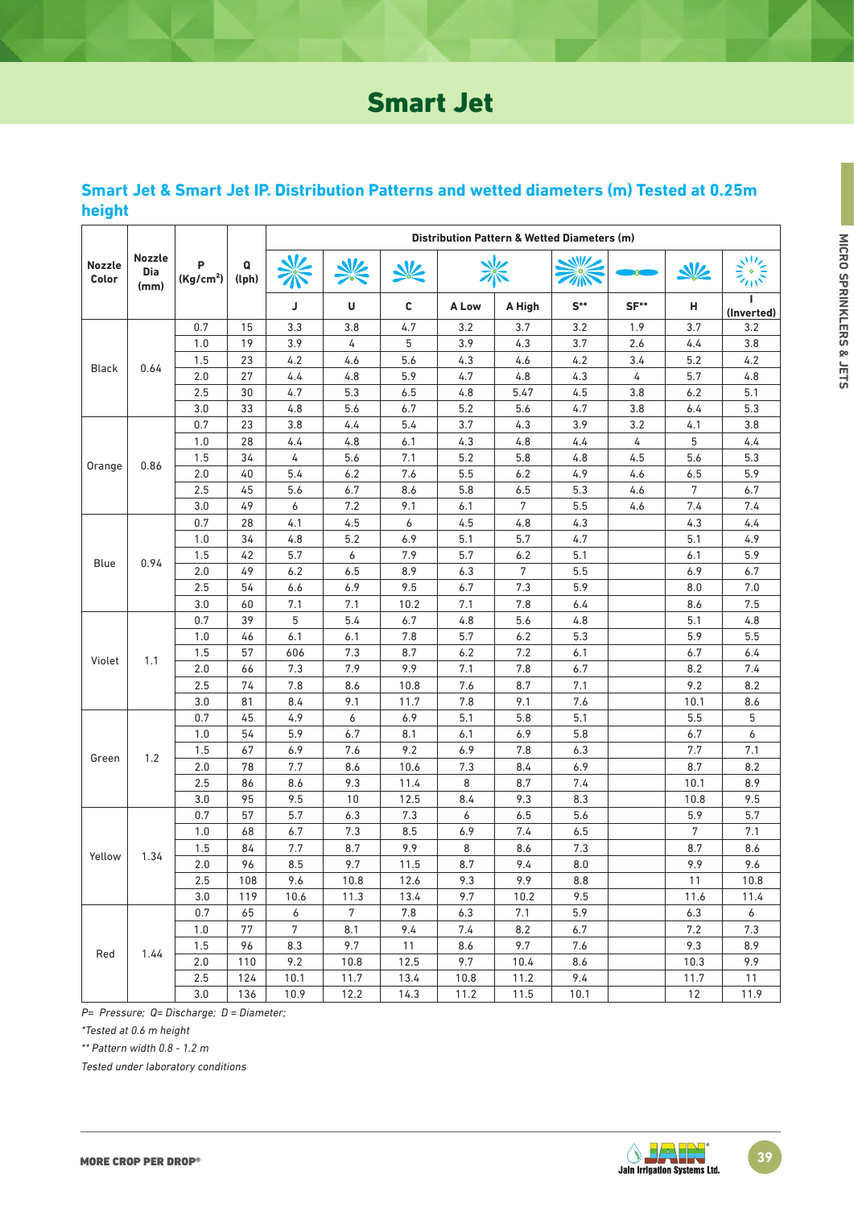# Smart Jet

## Smart Jet & Smart Jet IP. Distribution Patterns and wetted diameters (m) Tested at 0.25m height

| Nozzle Color | Nozzle Dia (mm) | P (Kg/cm²) | Q (lph) | Distribution Pattern & Wetted Diameters (m) | | | | | | | | |
|---|---|---|---|---|---|---|---|---|---|---|---|---|
| | | | | J | U | C | A Low | A High | S** | SF** | H | I (Inverted) |
| Black | 0.64 | 0.7 | 15 | 3.3 | 3.8 | 4.7 | 3.2 | 3.7 | 3.2 | 1.9 | 3.7 | 3.2 |
| | | 1.0 | 19 | 3.9 | 4 | 5 | 3.9 | 4.3 | 3.7 | 2.6 | 4.4 | 3.8 |
| | | 1.5 | 23 | 4.2 | 4.6 | 5.6 | 4.3 | 4.6 | 4.2 | 3.4 | 5.2 | 4.2 |
| | | 2.0 | 27 | 4.4 | 4.8 | 5.9 | 4.7 | 4.8 | 4.3 | 4 | 5.7 | 4.8 |
| | | 2.5 | 30 | 4.7 | 5.3 | 6.5 | 4.8 | 5.47 | 4.5 | 3.8 | 6.2 | 5.1 |
| | | 3.0 | 33 | 4.8 | 5.6 | 6.7 | 5.2 | 5.6 | 4.7 | 3.8 | 6.4 | 5.3 |
| Orange | 0.86 | 0.7 | 23 | 3.8 | 4.4 | 5.4 | 3.7 | 4.3 | 3.9 | 3.2 | 4.1 | 3.8 |
| | | 1.0 | 28 | 4.4 | 4.8 | 6.1 | 4.3 | 4.8 | 4.4 | 4 | 5 | 4.4 |
| | | 1.5 | 34 | 4 | 5.6 | 7.1 | 5.2 | 5.8 | 4.8 | 4.5 | 5.6 | 5.3 |
| | | 2.0 | 40 | 5.4 | 6.2 | 7.6 | 5.5 | 6.2 | 4.9 | 4.6 | 6.5 | 5.9 |
| | | 2.5 | 45 | 5.6 | 6.7 | 8.6 | 5.8 | 6.5 | 5.3 | 4.6 | 7 | 6.7 |
| | | 3.0 | 49 | 6 | 7.2 | 9.1 | 6.1 | 7 | 5.5 | 4.6 | 7.4 | 7.4 |
| Blue | 0.94 | 0.7 | 28 | 4.1 | 4.5 | 6 | 4.5 | 4.8 | 4.3 | | 4.3 | 4.4 |
| | | 1.0 | 34 | 4.8 | 5.2 | 6.9 | 5.1 | 5.7 | 4.7 | | 5.1 | 4.9 |
| | | 1.5 | 42 | 5.7 | 6 | 7.9 | 5.7 | 6.2 | 5.1 | | 6.1 | 5.9 |
| | | 2.0 | 49 | 6.2 | 6.5 | 8.9 | 6.3 | 7 | 5.5 | | 6.9 | 6.7 |
| | | 2.5 | 54 | 6.6 | 6.9 | 9.5 | 6.7 | 7.3 | 5.9 | | 8.0 | 7.0 |
| | | 3.0 | 60 | 7.1 | 7.1 | 10.2 | 7.1 | 7.8 | 6.4 | | 8.6 | 7.5 |
| Violet | 1.1 | 0.7 | 39 | 5 | 5.4 | 6.7 | 4.8 | 5.6 | 4.8 | | 5.1 | 4.8 |
| | | 1.0 | 46 | 6.1 | 6.1 | 7.8 | 5.7 | 6.2 | 5.3 | | 5.9 | 5.5 |
| | | 1.5 | 57 | 606 | 7.3 | 8.7 | 6.2 | 7.2 | 6.1 | | 6.7 | 6.4 |
| | | 2.0 | 66 | 7.3 | 7.9 | 9.9 | 7.1 | 7.8 | 6.7 | | 8.2 | 7.4 |
| | | 2.5 | 74 | 7.8 | 8.6 | 10.8 | 7.6 | 8.7 | 7.1 | | 9.2 | 8.2 |
| | | 3.0 | 81 | 8.4 | 9.1 | 11.7 | 7.8 | 9.1 | 7.6 | | 10.1 | 8.6 |
| Green | 1.2 | 0.7 | 45 | 4.9 | 6 | 6.9 | 5.1 | 5.8 | 5.1 | | 5.5 | 5 |
| | | 1.0 | 54 | 5.9 | 6.7 | 8.1 | 6.1 | 6.9 | 5.8 | | 6.7 | 6 |
| | | 1.5 | 67 | 6.9 | 7.6 | 9.2 | 6.9 | 7.8 | 6.3 | | 7.7 | 7.1 |
| | | 2.0 | 78 | 7.7 | 8.6 | 10.6 | 7.3 | 8.4 | 6.9 | | 8.7 | 8.2 |
| | | 2.5 | 86 | 8.6 | 9.3 | 11.4 | 8 | 8.7 | 7.4 | | 10.1 | 8.9 |
| | | 3.0 | 95 | 9.5 | 10 | 12.5 | 8.4 | 9.3 | 8.3 | | 10.8 | 9.5 |
| Yellow | 1.34 | 0.7 | 57 | 5.7 | 6.3 | 7.3 | 6 | 6.5 | 5.6 | | 5.9 | 5.7 |
| | | 1.0 | 68 | 6.7 | 7.3 | 8.5 | 6.9 | 7.4 | 6.5 | | 7 | 7.1 |
| | | 1.5 | 84 | 7.7 | 8.7 | 9.9 | 8 | 8.6 | 7.3 | | 8.7 | 8.6 |
| | | 2.0 | 96 | 8.5 | 9.7 | 11.5 | 8.7 | 9.4 | 8.0 | | 9.9 | 9.6 |
| | | 2.5 | 108 | 9.6 | 10.8 | 12.6 | 9.3 | 9.9 | 8.8 | | 11 | 10.8 |
| | | 3.0 | 119 | 10.6 | 11.3 | 13.4 | 9.7 | 10.2 | 9.5 | | 11.6 | 11.4 |
| Red | 1.44 | 0.7 | 65 | 6 | 7 | 7.8 | 6.3 | 7.1 | 5.9 | | 6.3 | 6 |
| | | 1.0 | 77 | 7 | 8.1 | 9.4 | 7.4 | 8.2 | 6.7 | | 7.2 | 7.3 |
| | | 1.5 | 96 | 8.3 | 9.7 | 11 | 8.6 | 9.7 | 7.6 | | 9.3 | 8.9 |
| | | 2.0 | 110 | 9.2 | 10.8 | 12.5 | 9.7 | 10.4 | 8.6 | | 10.3 | 9.9 |
| | | 2.5 | 124 | 10.1 | 11.7 | 13.4 | 10.8 | 11.2 | 9.4 | | 11.7 | 11 |
| | | 3.0 | 136 | 10.9 | 12.2 | 14.3 | 11.2 | 11.5 | 10.1 | | 12 | 11.9 |

*P= Pressure; Q= Discharge; D = Diameter;*

*\*Tested at 0.6 m height*

*\*\* Pattern width 0.8 - 1.2 m*

*Tested under laboratory conditions*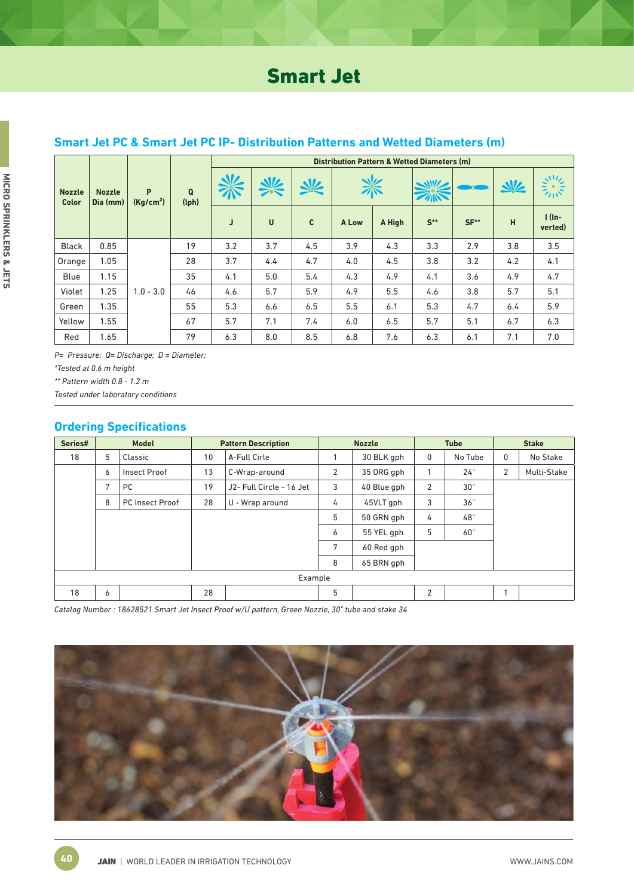# Smart Jet

## Smart Jet PC & Smart Jet PC IP- Distribution Patterns and Wetted Diameters (m)

| Nozzle Color | Nozzle Dia (mm) | P (Kg/cm$^2$) | Q (lph) | Distribution Pattern & Wetted Diameters (m) | | | | | | | | |
|---|---|---|---|---|---|---|---|---|---|---|---|---|
| | | | | J | U | C | A Low | A High | S** | SF** | H | I (In-verted) |
| Black | 0.85 | 1.0 - 3.0 | 19 | 3.2 | 3.7 | 4.5 | 3.9 | 4.3 | 3.3 | 2.9 | 3.8 | 3.5 |
| Orange | 1.05 | | 28 | 3.7 | 4.4 | 4.7 | 4.0 | 4.5 | 3.8 | 3.2 | 4.2 | 4.1 |
| Blue | 1.15 | | 35 | 4.1 | 5.0 | 5.4 | 4.3 | 4.9 | 4.1 | 3.6 | 4.9 | 4.7 |
| Violet | 1.25 | | 46 | 4.6 | 5.7 | 5.9 | 4.9 | 5.5 | 4.6 | 3.8 | 5.7 | 5.1 |
| Green | 1.35 | | 55 | 5.3 | 6.6 | 6.5 | 5.5 | 6.1 | 5.3 | 4.7 | 6.4 | 5.9 |
| Yellow | 1.55 | | 67 | 5.7 | 7.1 | 7.4 | 6.0 | 6.5 | 5.7 | 5.1 | 6.7 | 6.3 |
| Red | 1.65 | | 79 | 6.3 | 8.0 | 8.5 | 6.8 | 7.6 | 6.3 | 6.1 | 7.1 | 7.0 |

*P= Pressure; Q= Discharge; D = Diameter;*

**Tested at 0.6 m height*

*** Pattern width 0.8 - 1.2 m*

*Tested under laboratory conditions*

## Ordering Specifications

| Series# | Model | | Pattern Description | | Nozzle | | Tube | | Stake | |
|---|---|---|---|---|---|---|---|---|---|---|
| 18 | 5 | Classic | 10 | A-Full Cirle | 1 | 30 BLK gph | 0 | No Tube | 0 | No Stake |
| | 6 | Insect Proof | 13 | C-Wrap-around | 2 | 35 ORG gph | 1 | 24" | 2 | Multi-Stake |
| | 7 | PC | 19 | J2- Full Circle - 16 Jet | 3 | 40 Blue gph | 2 | 30" | | |
| | 8 | PC Insect Proof | 28 | U - Wrap around | 4 | 45VLT gph | 3 | 36" | | |
| | | | | | 5 | 50 GRN gph | 4 | 48" | | |
| | | | | | 6 | 55 YEL gph | 5 | 60" | | |
| | | | | | 7 | 60 Red gph | | | | |
| | | | | | 8 | 65 BRN gph | | | | |
| Example | | | | | | | | | | |
| 18 | 6 | | 28 | | 5 | | 2 | | 1 | |

*Catalog Number : 18628521 Smart Jet Insect Proof w/U pattern, Green Nozzle, 30" tube and stake 34*